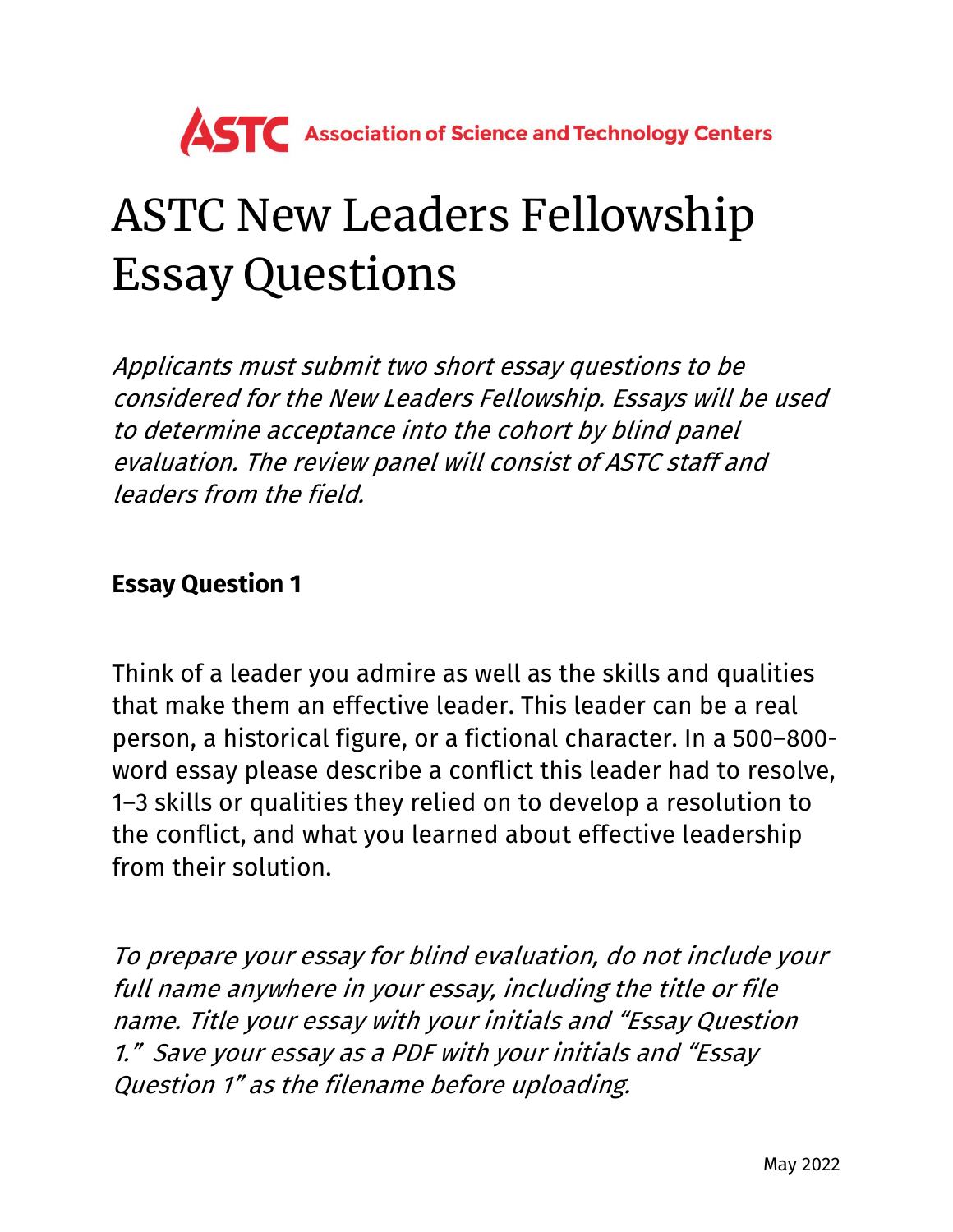ASTC Association of Science and Technology Centers

# ASTC New Leaders Fellowship Essay Questions

*Applicants must submit two short essay questions to be considered for the New Leaders Fellowship. Essays will be used to determine acceptance into the cohort by blind panel evaluation. The review panel will consist of ASTC staff and leaders from the field.*

**Essay Question 1**

Think of a leader you admire as well as the skills and qualities that make them an effective leader. This leader can be a real person, a historical figure, or a fictional character. In a 500–800-word essay please describe a conflict this leader had to resolve, 1–3 skills or qualities they relied on to develop a resolution to the conflict, and what you learned about effective leadership from their solution.

*To prepare your essay for blind evaluation, do not include your full name anywhere in your essay, including the title or file name. Title your essay with your initials and "Essay Question 1." Save your essay as a PDF with your initials and "Essay Question 1" as the filename before uploading.*

May 2022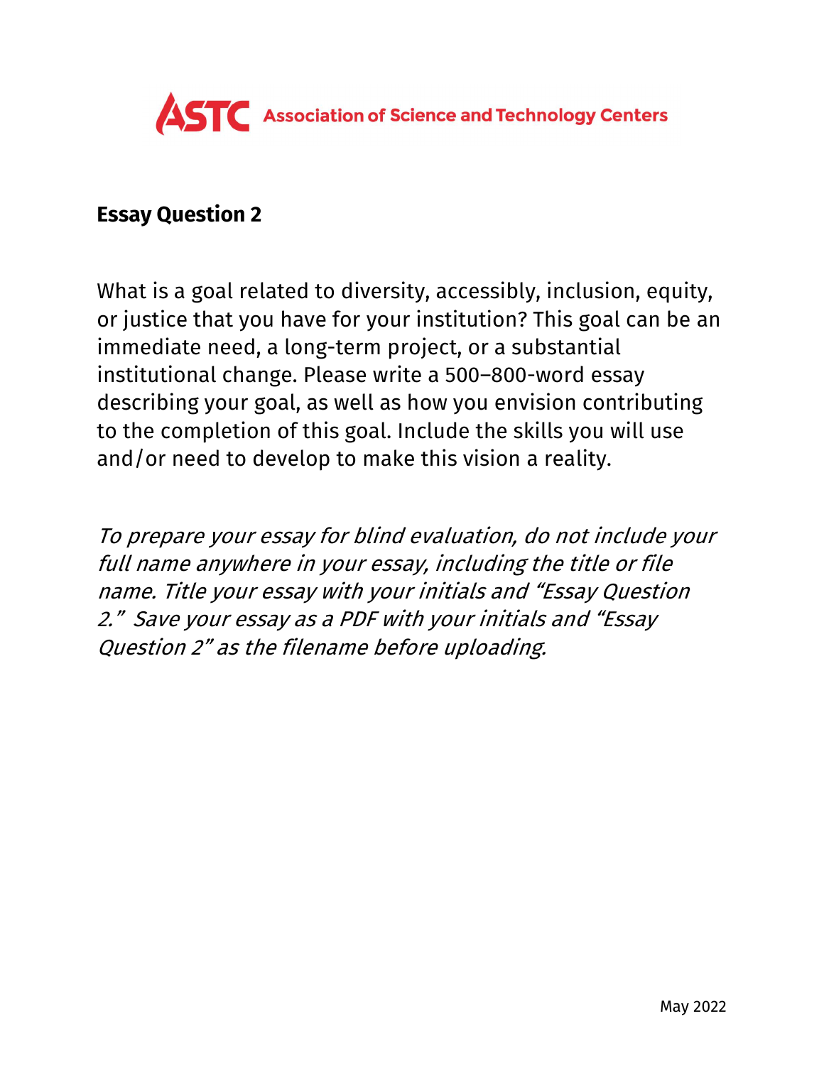ASTC Association of Science and Technology Centers

## Essay Question 2

What is a goal related to diversity, accessibly, inclusion, equity, or justice that you have for your institution? This goal can be an immediate need, a long-term project, or a substantial institutional change. Please write a 500–800-word essay describing your goal, as well as how you envision contributing to the completion of this goal. Include the skills you will use and/or need to develop to make this vision a reality.

*To prepare your essay for blind evaluation, do not include your full name anywhere in your essay, including the title or file name. Title your essay with your initials and "Essay Question 2." Save your essay as a PDF with your initials and "Essay Question 2" as the filename before uploading.*

May 2022